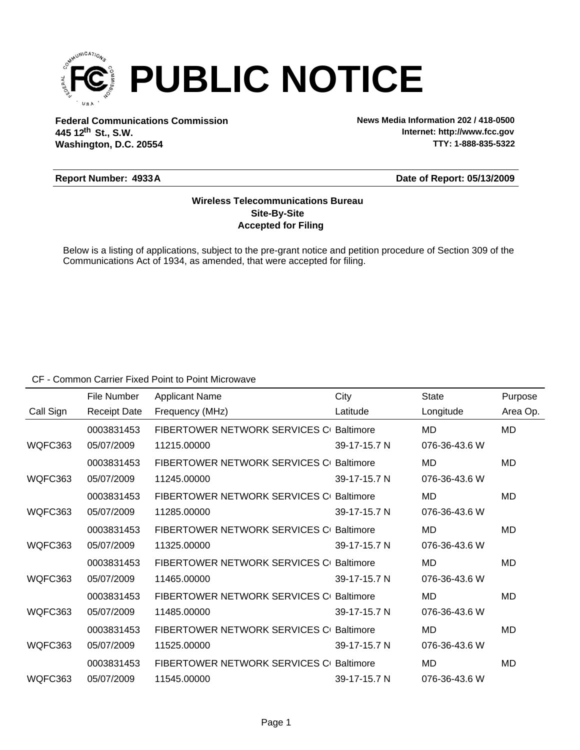# PUBLIC NOTICE

**Federal Communications Commission**
**445 12th St., S.W.**
**Washington, D.C. 20554**

**News Media Information 202 / 418-0500**
**Internet: http://www.fcc.gov**
**TTY: 1-888-835-5322**

**Report Number: 4933A** **Date of Report: 05/13/2009**

**Wireless Telecommunications Bureau**
**Site-By-Site**
**Accepted for Filing**

Below is a listing of applications, subject to the pre-grant notice and petition procedure of Section 309 of the Communications Act of 1934, as amended, that were accepted for filing.

CF - Common Carrier Fixed Point to Point Microwave

| Call Sign | File Number / Receipt Date | Applicant Name / Frequency (MHz) | City / Latitude | State / Longitude | Purpose / Area Op. |
|---|---|---|---|---|---|
| | 0003831453 | FIBERTOWER NETWORK SERVICES C( | Baltimore | MD | MD |
| WQFC363 | 05/07/2009 | 11215.00000 | 39-17-15.7 N | 076-36-43.6 W | |
| | 0003831453 | FIBERTOWER NETWORK SERVICES C( | Baltimore | MD | MD |
| WQFC363 | 05/07/2009 | 11245.00000 | 39-17-15.7 N | 076-36-43.6 W | |
| | 0003831453 | FIBERTOWER NETWORK SERVICES C( | Baltimore | MD | MD |
| WQFC363 | 05/07/2009 | 11285.00000 | 39-17-15.7 N | 076-36-43.6 W | |
| | 0003831453 | FIBERTOWER NETWORK SERVICES C( | Baltimore | MD | MD |
| WQFC363 | 05/07/2009 | 11325.00000 | 39-17-15.7 N | 076-36-43.6 W | |
| | 0003831453 | FIBERTOWER NETWORK SERVICES C( | Baltimore | MD | MD |
| WQFC363 | 05/07/2009 | 11465.00000 | 39-17-15.7 N | 076-36-43.6 W | |
| | 0003831453 | FIBERTOWER NETWORK SERVICES C( | Baltimore | MD | MD |
| WQFC363 | 05/07/2009 | 11485.00000 | 39-17-15.7 N | 076-36-43.6 W | |
| | 0003831453 | FIBERTOWER NETWORK SERVICES C( | Baltimore | MD | MD |
| WQFC363 | 05/07/2009 | 11525.00000 | 39-17-15.7 N | 076-36-43.6 W | |
| | 0003831453 | FIBERTOWER NETWORK SERVICES C( | Baltimore | MD | MD |
| WQFC363 | 05/07/2009 | 11545.00000 | 39-17-15.7 N | 076-36-43.6 W | |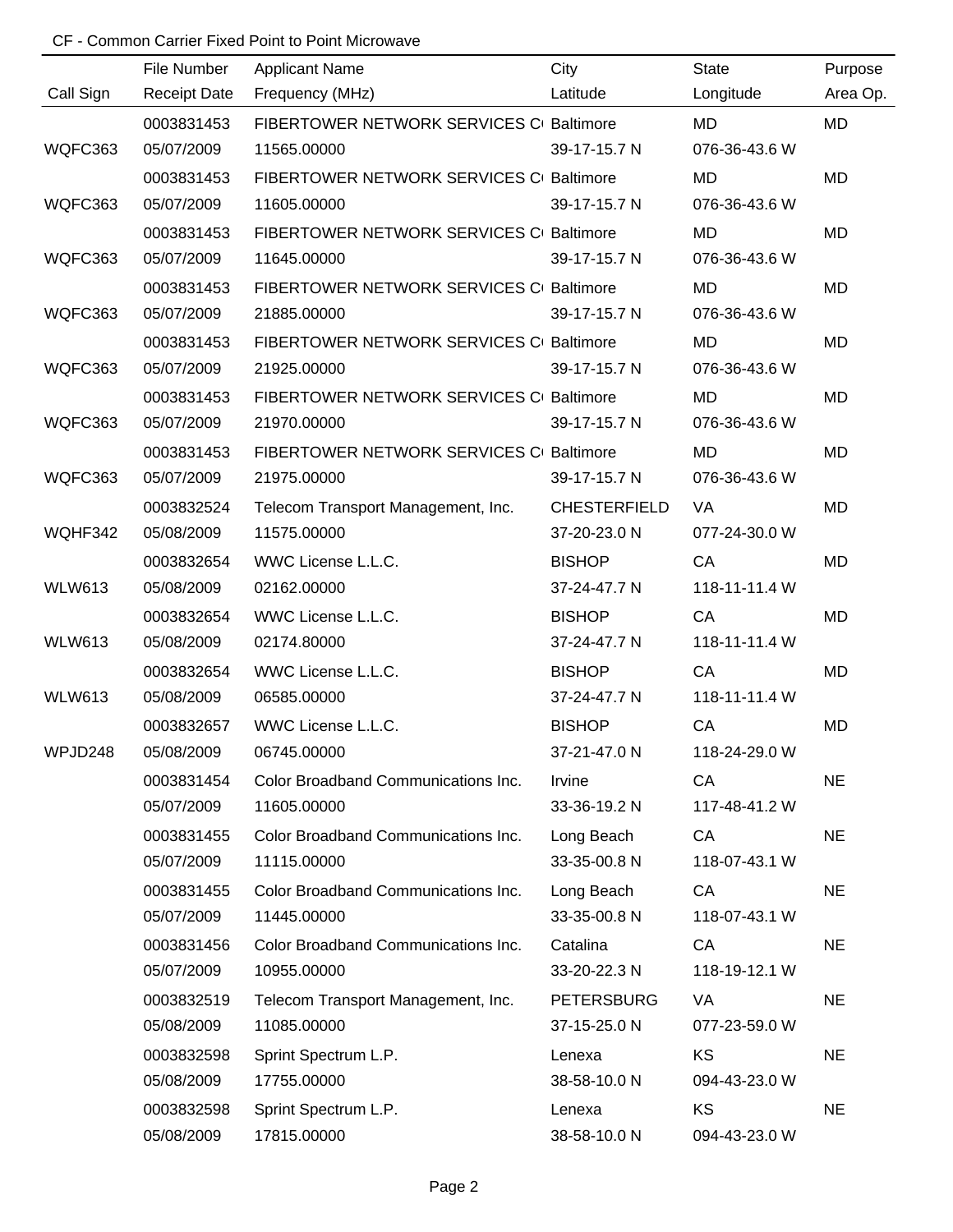CF - Common Carrier Fixed Point to Point Microwave

| Call Sign | File Number / Receipt Date | Applicant Name / Frequency (MHz) | City / Latitude | State / Longitude | Purpose / Area Op. |
|---|---|---|---|---|---|
| | 0003831453 | FIBERTOWER NETWORK SERVICES C( | Baltimore | MD | MD |
| WQFC363 | 05/07/2009 | 11565.00000 | 39-17-15.7 N | 076-36-43.6 W | |
| | 0003831453 | FIBERTOWER NETWORK SERVICES C( | Baltimore | MD | MD |
| WQFC363 | 05/07/2009 | 11605.00000 | 39-17-15.7 N | 076-36-43.6 W | |
| | 0003831453 | FIBERTOWER NETWORK SERVICES C( | Baltimore | MD | MD |
| WQFC363 | 05/07/2009 | 11645.00000 | 39-17-15.7 N | 076-36-43.6 W | |
| | 0003831453 | FIBERTOWER NETWORK SERVICES C( | Baltimore | MD | MD |
| WQFC363 | 05/07/2009 | 21885.00000 | 39-17-15.7 N | 076-36-43.6 W | |
| | 0003831453 | FIBERTOWER NETWORK SERVICES C( | Baltimore | MD | MD |
| WQFC363 | 05/07/2009 | 21925.00000 | 39-17-15.7 N | 076-36-43.6 W | |
| | 0003831453 | FIBERTOWER NETWORK SERVICES C( | Baltimore | MD | MD |
| WQFC363 | 05/07/2009 | 21970.00000 | 39-17-15.7 N | 076-36-43.6 W | |
| | 0003831453 | FIBERTOWER NETWORK SERVICES C( | Baltimore | MD | MD |
| WQFC363 | 05/07/2009 | 21975.00000 | 39-17-15.7 N | 076-36-43.6 W | |
| | 0003832524 | Telecom Transport Management, Inc. | CHESTERFIELD | VA | MD |
| WQHF342 | 05/08/2009 | 11575.00000 | 37-20-23.0 N | 077-24-30.0 W | |
| | 0003832654 | WWC License L.L.C. | BISHOP | CA | MD |
| WLW613 | 05/08/2009 | 02162.00000 | 37-24-47.7 N | 118-11-11.4 W | |
| | 0003832654 | WWC License L.L.C. | BISHOP | CA | MD |
| WLW613 | 05/08/2009 | 02174.80000 | 37-24-47.7 N | 118-11-11.4 W | |
| | 0003832654 | WWC License L.L.C. | BISHOP | CA | MD |
| WLW613 | 05/08/2009 | 06585.00000 | 37-24-47.7 N | 118-11-11.4 W | |
| | 0003832657 | WWC License L.L.C. | BISHOP | CA | MD |
| WPJD248 | 05/08/2009 | 06745.00000 | 37-21-47.0 N | 118-24-29.0 W | |
| | 0003831454 | Color Broadband Communications Inc. | Irvine | CA | NE |
| | 05/07/2009 | 11605.00000 | 33-36-19.2 N | 117-48-41.2 W | |
| | 0003831455 | Color Broadband Communications Inc. | Long Beach | CA | NE |
| | 05/07/2009 | 11115.00000 | 33-35-00.8 N | 118-07-43.1 W | |
| | 0003831455 | Color Broadband Communications Inc. | Long Beach | CA | NE |
| | 05/07/2009 | 11445.00000 | 33-35-00.8 N | 118-07-43.1 W | |
| | 0003831456 | Color Broadband Communications Inc. | Catalina | CA | NE |
| | 05/07/2009 | 10955.00000 | 33-20-22.3 N | 118-19-12.1 W | |
| | 0003832519 | Telecom Transport Management, Inc. | PETERSBURG | VA | NE |
| | 05/08/2009 | 11085.00000 | 37-15-25.0 N | 077-23-59.0 W | |
| | 0003832598 | Sprint Spectrum L.P. | Lenexa | KS | NE |
| | 05/08/2009 | 17755.00000 | 38-58-10.0 N | 094-43-23.0 W | |
| | 0003832598 | Sprint Spectrum L.P. | Lenexa | KS | NE |
| | 05/08/2009 | 17815.00000 | 38-58-10.0 N | 094-43-23.0 W | |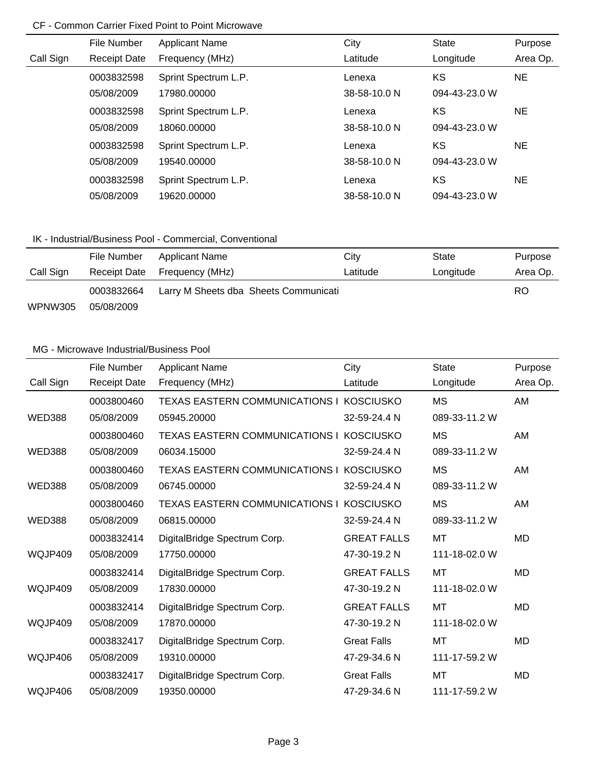CF - Common Carrier Fixed Point to Point Microwave

| Call Sign | File Number<br>Receipt Date | Applicant Name<br>Frequency (MHz) | City<br>Latitude | State<br>Longitude | Purpose<br>Area Op. |
|---|---|---|---|---|---|
| | 0003832598<br>05/08/2009 | Sprint Spectrum L.P.<br>17980.00000 | Lenexa<br>38-58-10.0 N | KS<br>094-43-23.0 W | NE |
| | 0003832598<br>05/08/2009 | Sprint Spectrum L.P.<br>18060.00000 | Lenexa<br>38-58-10.0 N | KS<br>094-43-23.0 W | NE |
| | 0003832598<br>05/08/2009 | Sprint Spectrum L.P.<br>19540.00000 | Lenexa<br>38-58-10.0 N | KS<br>094-43-23.0 W | NE |
| | 0003832598<br>05/08/2009 | Sprint Spectrum L.P.<br>19620.00000 | Lenexa<br>38-58-10.0 N | KS<br>094-43-23.0 W | NE |

IK - Industrial/Business Pool - Commercial, Conventional

| Call Sign | File Number<br>Receipt Date | Applicant Name<br>Frequency (MHz) | City<br>Latitude | State<br>Longitude | Purpose<br>Area Op. |
|---|---|---|---|---|---|
| WPNW305 | 0003832664<br>05/08/2009 | Larry M Sheets dba Sheets Communicati | | | RO |

MG - Microwave Industrial/Business Pool

| Call Sign | File Number<br>Receipt Date | Applicant Name<br>Frequency (MHz) | City<br>Latitude | State<br>Longitude | Purpose<br>Area Op. |
|---|---|---|---|---|---|
| WED388 | 0003800460<br>05/08/2009 | TEXAS EASTERN COMMUNICATIONS I<br>05945.20000 | KOSCIUSKO<br>32-59-24.4 N | MS<br>089-33-11.2 W | AM |
| WED388 | 0003800460<br>05/08/2009 | TEXAS EASTERN COMMUNICATIONS I<br>06034.15000 | KOSCIUSKO<br>32-59-24.4 N | MS<br>089-33-11.2 W | AM |
| WED388 | 0003800460<br>05/08/2009 | TEXAS EASTERN COMMUNICATIONS I<br>06745.00000 | KOSCIUSKO<br>32-59-24.4 N | MS<br>089-33-11.2 W | AM |
| WED388 | 0003800460<br>05/08/2009 | TEXAS EASTERN COMMUNICATIONS I<br>06815.00000 | KOSCIUSKO<br>32-59-24.4 N | MS<br>089-33-11.2 W | AM |
| WQJP409 | 0003832414<br>05/08/2009 | DigitalBridge Spectrum Corp.<br>17750.00000 | GREAT FALLS<br>47-30-19.2 N | MT<br>111-18-02.0 W | MD |
| WQJP409 | 0003832414<br>05/08/2009 | DigitalBridge Spectrum Corp.<br>17830.00000 | GREAT FALLS<br>47-30-19.2 N | MT<br>111-18-02.0 W | MD |
| WQJP409 | 0003832414<br>05/08/2009 | DigitalBridge Spectrum Corp.<br>17870.00000 | GREAT FALLS<br>47-30-19.2 N | MT<br>111-18-02.0 W | MD |
| WQJP406 | 0003832417<br>05/08/2009 | DigitalBridge Spectrum Corp.<br>19310.00000 | Great Falls<br>47-29-34.6 N | MT<br>111-17-59.2 W | MD |
| WQJP406 | 0003832417<br>05/08/2009 | DigitalBridge Spectrum Corp.<br>19350.00000 | Great Falls<br>47-29-34.6 N | MT<br>111-17-59.2 W | MD |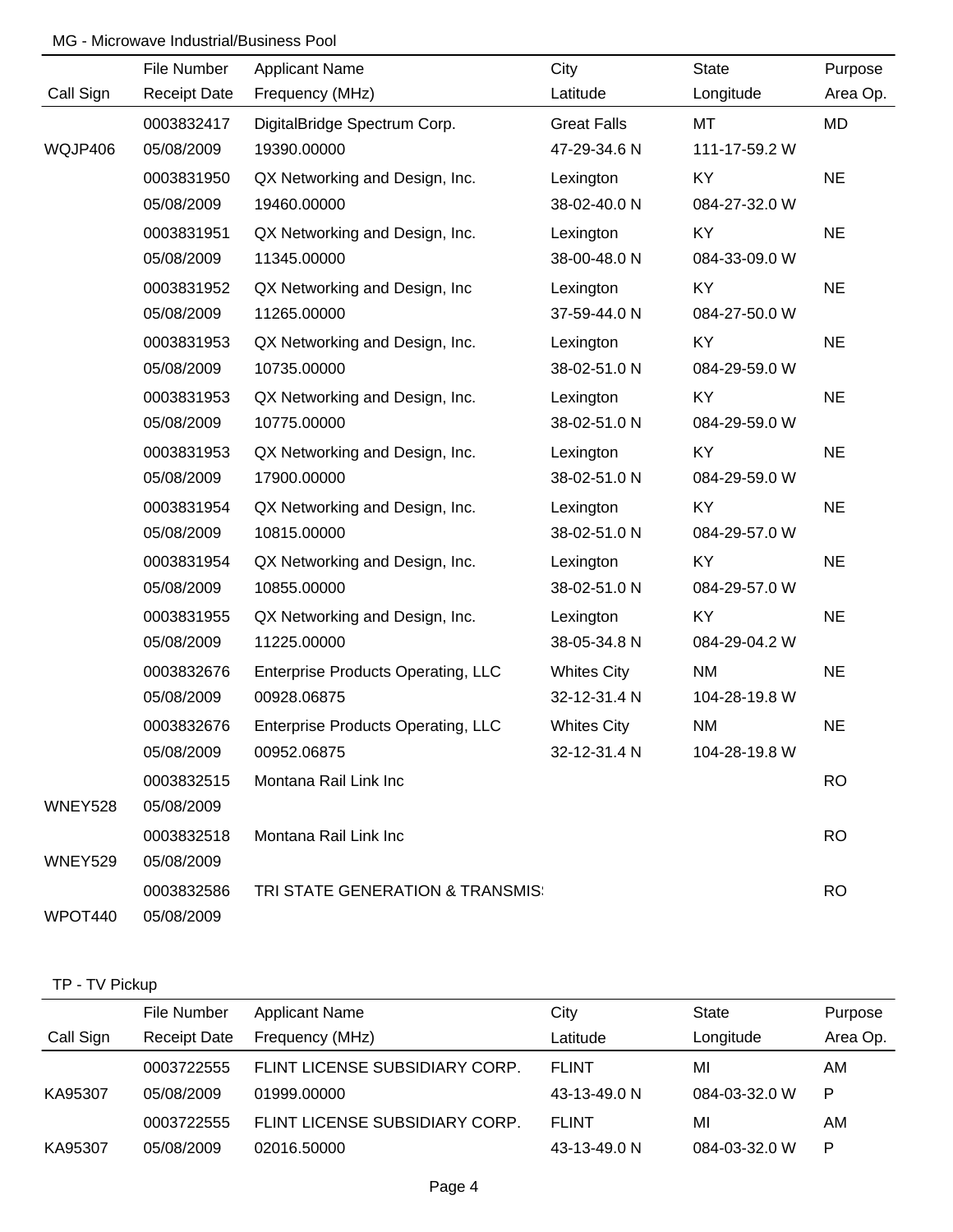MG - Microwave Industrial/Business Pool

| Call Sign | File Number<br>Receipt Date | Applicant Name<br>Frequency (MHz) | City<br>Latitude | State<br>Longitude | Purpose<br>Area Op. |
|---|---|---|---|---|---|
| WQJP406 | 0003832417<br>05/08/2009 | DigitalBridge Spectrum Corp.<br>19390.00000 | Great Falls<br>47-29-34.6 N | MT<br>111-17-59.2 W | MD |
| | 0003831950<br>05/08/2009 | QX Networking and Design, Inc.<br>19460.00000 | Lexington<br>38-02-40.0 N | KY<br>084-27-32.0 W | NE |
| | 0003831951<br>05/08/2009 | QX Networking and Design, Inc.<br>11345.00000 | Lexington<br>38-00-48.0 N | KY<br>084-33-09.0 W | NE |
| | 0003831952<br>05/08/2009 | QX Networking and Design, Inc<br>11265.00000 | Lexington<br>37-59-44.0 N | KY<br>084-27-50.0 W | NE |
| | 0003831953<br>05/08/2009 | QX Networking and Design, Inc.<br>10735.00000 | Lexington<br>38-02-51.0 N | KY<br>084-29-59.0 W | NE |
| | 0003831953<br>05/08/2009 | QX Networking and Design, Inc.<br>10775.00000 | Lexington<br>38-02-51.0 N | KY<br>084-29-59.0 W | NE |
| | 0003831953<br>05/08/2009 | QX Networking and Design, Inc.<br>17900.00000 | Lexington<br>38-02-51.0 N | KY<br>084-29-59.0 W | NE |
| | 0003831954<br>05/08/2009 | QX Networking and Design, Inc.<br>10815.00000 | Lexington<br>38-02-51.0 N | KY<br>084-29-57.0 W | NE |
| | 0003831954<br>05/08/2009 | QX Networking and Design, Inc.<br>10855.00000 | Lexington<br>38-02-51.0 N | KY<br>084-29-57.0 W | NE |
| | 0003831955<br>05/08/2009 | QX Networking and Design, Inc.<br>11225.00000 | Lexington<br>38-05-34.8 N | KY<br>084-29-04.2 W | NE |
| | 0003832676<br>05/08/2009 | Enterprise Products Operating, LLC<br>00928.06875 | Whites City<br>32-12-31.4 N | NM<br>104-28-19.8 W | NE |
| | 0003832676<br>05/08/2009 | Enterprise Products Operating, LLC<br>00952.06875 | Whites City<br>32-12-31.4 N | NM<br>104-28-19.8 W | NE |
| WNEY528 | 0003832515<br>05/08/2009 | Montana Rail Link Inc | | | RO |
| WNEY529 | 0003832518<br>05/08/2009 | Montana Rail Link Inc | | | RO |
| WPOT440 | 0003832586<br>05/08/2009 | TRI STATE GENERATION & TRANSMIS! | | | RO |

TP - TV Pickup

| Call Sign | File Number<br>Receipt Date | Applicant Name<br>Frequency (MHz) | City<br>Latitude | State<br>Longitude | Purpose<br>Area Op. |
|---|---|---|---|---|---|
| KA95307 | 0003722555<br>05/08/2009 | FLINT LICENSE SUBSIDIARY CORP.<br>01999.00000 | FLINT<br>43-13-49.0 N | MI<br>084-03-32.0 W | AM<br>P |
| KA95307 | 0003722555<br>05/08/2009 | FLINT LICENSE SUBSIDIARY CORP.<br>02016.50000 | FLINT<br>43-13-49.0 N | MI<br>084-03-32.0 W | AM<br>P |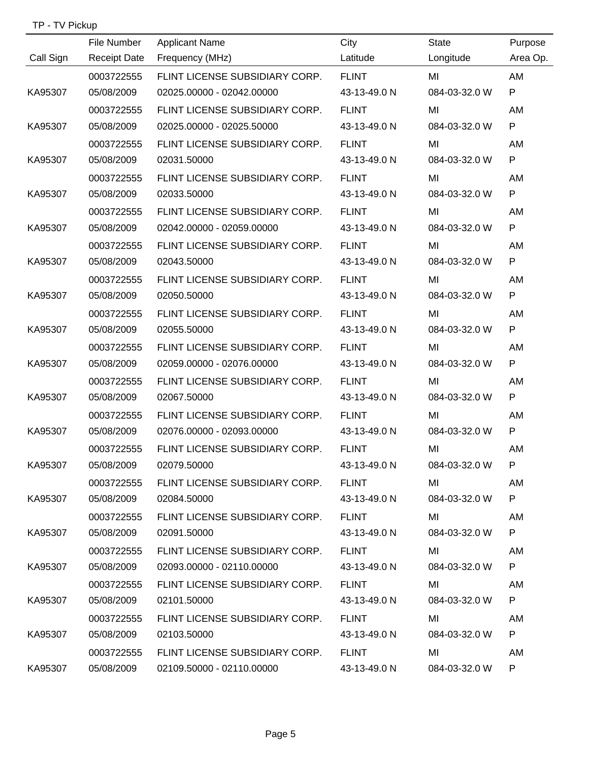TP - TV Pickup

| Call Sign | File Number<br>Receipt Date | Applicant Name<br>Frequency (MHz) | City<br>Latitude | State<br>Longitude | Purpose<br>Area Op. |
|---|---|---|---|---|---|
| KA95307 | 0003722555<br>05/08/2009 | FLINT LICENSE SUBSIDIARY CORP.<br>02025.00000 - 02042.00000 | FLINT<br>43-13-49.0 N | MI<br>084-03-32.0 W | AM<br>P |
| KA95307 | 0003722555<br>05/08/2009 | FLINT LICENSE SUBSIDIARY CORP.<br>02025.00000 - 02025.50000 | FLINT<br>43-13-49.0 N | MI<br>084-03-32.0 W | AM<br>P |
| KA95307 | 0003722555<br>05/08/2009 | FLINT LICENSE SUBSIDIARY CORP.<br>02031.50000 | FLINT<br>43-13-49.0 N | MI<br>084-03-32.0 W | AM<br>P |
| KA95307 | 0003722555<br>05/08/2009 | FLINT LICENSE SUBSIDIARY CORP.<br>02033.50000 | FLINT<br>43-13-49.0 N | MI<br>084-03-32.0 W | AM<br>P |
| KA95307 | 0003722555<br>05/08/2009 | FLINT LICENSE SUBSIDIARY CORP.<br>02042.00000 - 02059.00000 | FLINT<br>43-13-49.0 N | MI<br>084-03-32.0 W | AM<br>P |
| KA95307 | 0003722555<br>05/08/2009 | FLINT LICENSE SUBSIDIARY CORP.<br>02043.50000 | FLINT<br>43-13-49.0 N | MI<br>084-03-32.0 W | AM<br>P |
| KA95307 | 0003722555<br>05/08/2009 | FLINT LICENSE SUBSIDIARY CORP.<br>02050.50000 | FLINT<br>43-13-49.0 N | MI<br>084-03-32.0 W | AM<br>P |
| KA95307 | 0003722555<br>05/08/2009 | FLINT LICENSE SUBSIDIARY CORP.<br>02055.50000 | FLINT<br>43-13-49.0 N | MI<br>084-03-32.0 W | AM<br>P |
| KA95307 | 0003722555<br>05/08/2009 | FLINT LICENSE SUBSIDIARY CORP.<br>02059.00000 - 02076.00000 | FLINT<br>43-13-49.0 N | MI<br>084-03-32.0 W | AM<br>P |
| KA95307 | 0003722555<br>05/08/2009 | FLINT LICENSE SUBSIDIARY CORP.<br>02067.50000 | FLINT<br>43-13-49.0 N | MI<br>084-03-32.0 W | AM<br>P |
| KA95307 | 0003722555<br>05/08/2009 | FLINT LICENSE SUBSIDIARY CORP.<br>02076.00000 - 02093.00000 | FLINT<br>43-13-49.0 N | MI<br>084-03-32.0 W | AM<br>P |
| KA95307 | 0003722555<br>05/08/2009 | FLINT LICENSE SUBSIDIARY CORP.<br>02079.50000 | FLINT<br>43-13-49.0 N | MI<br>084-03-32.0 W | AM<br>P |
| KA95307 | 0003722555<br>05/08/2009 | FLINT LICENSE SUBSIDIARY CORP.<br>02084.50000 | FLINT<br>43-13-49.0 N | MI<br>084-03-32.0 W | AM<br>P |
| KA95307 | 0003722555<br>05/08/2009 | FLINT LICENSE SUBSIDIARY CORP.<br>02091.50000 | FLINT<br>43-13-49.0 N | MI<br>084-03-32.0 W | AM<br>P |
| KA95307 | 0003722555<br>05/08/2009 | FLINT LICENSE SUBSIDIARY CORP.<br>02093.00000 - 02110.00000 | FLINT<br>43-13-49.0 N | MI<br>084-03-32.0 W | AM<br>P |
| KA95307 | 0003722555<br>05/08/2009 | FLINT LICENSE SUBSIDIARY CORP.<br>02101.50000 | FLINT<br>43-13-49.0 N | MI<br>084-03-32.0 W | AM<br>P |
| KA95307 | 0003722555<br>05/08/2009 | FLINT LICENSE SUBSIDIARY CORP.<br>02103.50000 | FLINT<br>43-13-49.0 N | MI<br>084-03-32.0 W | AM<br>P |
| KA95307 | 0003722555<br>05/08/2009 | FLINT LICENSE SUBSIDIARY CORP.<br>02109.50000 - 02110.00000 | FLINT<br>43-13-49.0 N | MI<br>084-03-32.0 W | AM<br>P |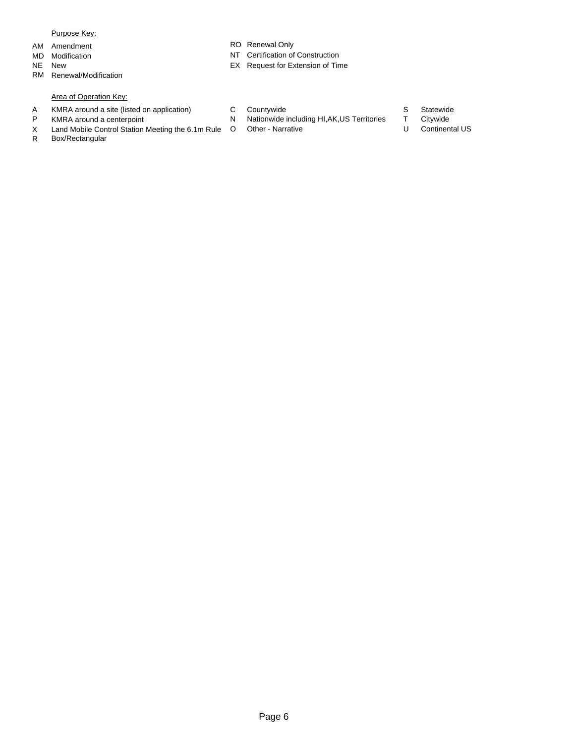Purpose Key:

| | | | |
|---|---|---|---|
| AM | Amendment | RO | Renewal Only |
| MD | Modification | NT | Certification of Construction |
| NE | New | EX | Request for Extension of Time |
| RM | Renewal/Modification | | |

Area of Operation Key:

| | | | | | |
|---|---|---|---|---|---|
| A | KMRA around a site (listed on application) | C | Countywide | S | Statewide |
| P | KMRA around a centerpoint | N | Nationwide including HI,AK,US Territories | T | Citywide |
| X | Land Mobile Control Station Meeting the 6.1m Rule | O | Other - Narrative | U | Continental US |
| R | Box/Rectangular | | | | |